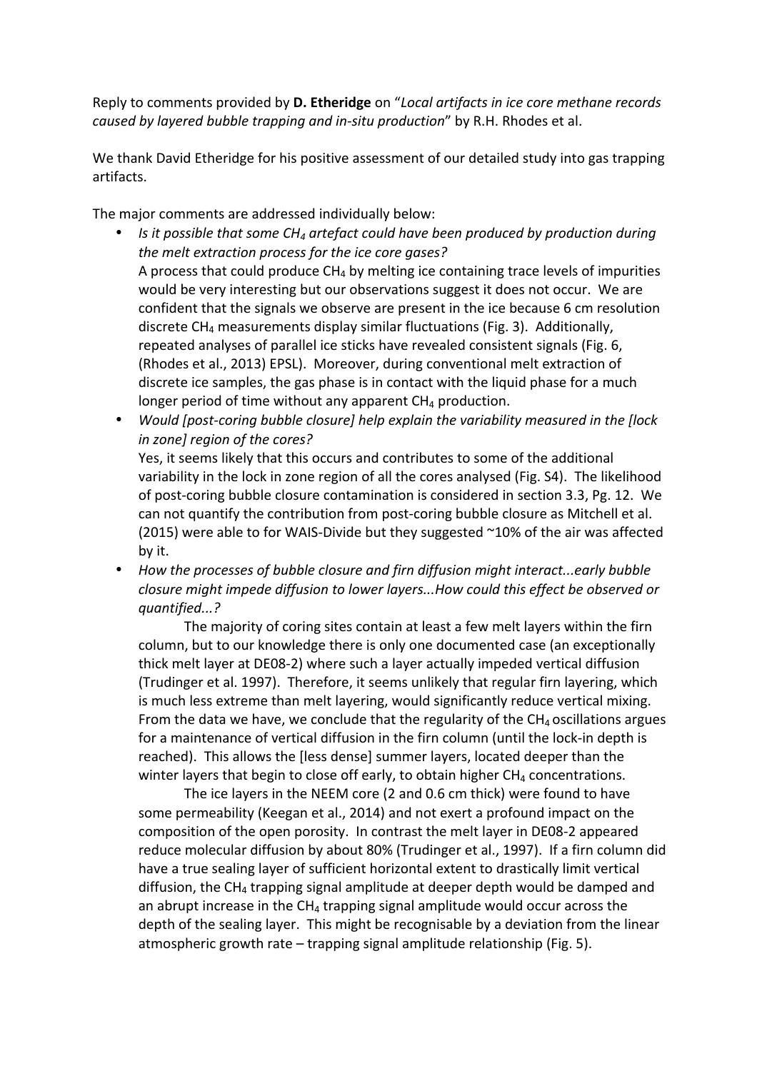Reply to comments provided by **D. Etheridge** on "*Local artifacts in ice core methane records caused by layered bubble trapping and in-situ production*" by R.H. Rhodes et al.

We thank David Etheridge for his positive assessment of our detailed study into gas trapping artifacts.

The major comments are addressed individually below:

- *Is it possible that some $CH_4$ artefact could have been produced by production during the melt extraction process for the ice core gases?*
  A process that could produce $CH_4$ by melting ice containing trace levels of impurities would be very interesting but our observations suggest it does not occur. We are confident that the signals we observe are present in the ice because 6 cm resolution discrete $CH_4$ measurements display similar fluctuations (Fig. 3). Additionally, repeated analyses of parallel ice sticks have revealed consistent signals (Fig. 6, (Rhodes et al., 2013) EPSL). Moreover, during conventional melt extraction of discrete ice samples, the gas phase is in contact with the liquid phase for a much longer period of time without any apparent $CH_4$ production.
- *Would [post-coring bubble closure] help explain the variability measured in the [lock in zone] region of the cores?*
  Yes, it seems likely that this occurs and contributes to some of the additional variability in the lock in zone region of all the cores analysed (Fig. S4). The likelihood of post-coring bubble closure contamination is considered in section 3.3, Pg. 12. We can not quantify the contribution from post-coring bubble closure as Mitchell et al. (2015) were able to for WAIS-Divide but they suggested ~10% of the air was affected by it.
- *How the processes of bubble closure and firn diffusion might interact...early bubble closure might impede diffusion to lower layers...How could this effect be observed or quantified...?*

  The majority of coring sites contain at least a few melt layers within the firn column, but to our knowledge there is only one documented case (an exceptionally thick melt layer at DE08-2) where such a layer actually impeded vertical diffusion (Trudinger et al. 1997). Therefore, it seems unlikely that regular firn layering, which is much less extreme than melt layering, would significantly reduce vertical mixing. From the data we have, we conclude that the regularity of the $CH_4$ oscillations argues for a maintenance of vertical diffusion in the firn column (until the lock-in depth is reached). This allows the [less dense] summer layers, located deeper than the winter layers that begin to close off early, to obtain higher $CH_4$ concentrations.

  The ice layers in the NEEM core (2 and 0.6 cm thick) were found to have some permeability (Keegan et al., 2014) and not exert a profound impact on the composition of the open porosity. In contrast the melt layer in DE08-2 appeared reduce molecular diffusion by about 80% (Trudinger et al., 1997). If a firn column did have a true sealing layer of sufficient horizontal extent to drastically limit vertical diffusion, the $CH_4$ trapping signal amplitude at deeper depth would be damped and an abrupt increase in the $CH_4$ trapping signal amplitude would occur across the depth of the sealing layer. This might be recognisable by a deviation from the linear atmospheric growth rate – trapping signal amplitude relationship (Fig. 5).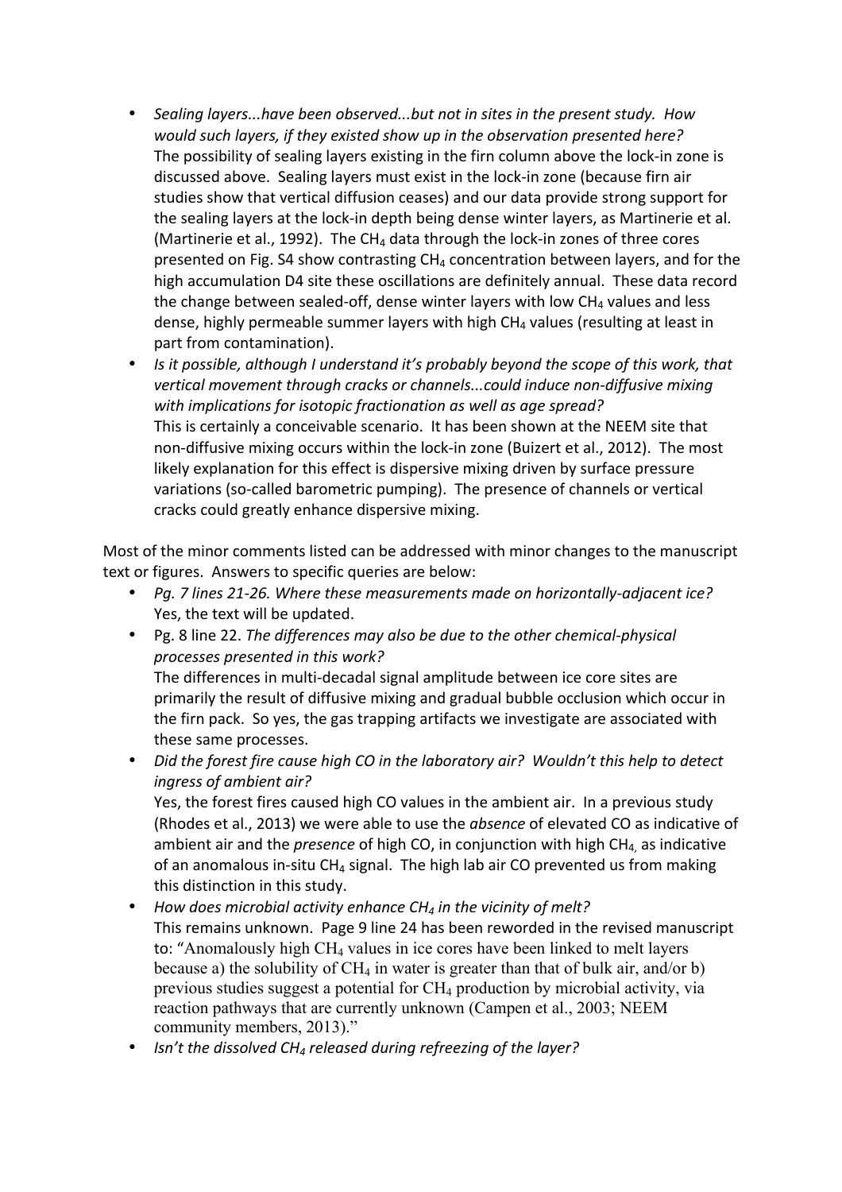- *Sealing layers...have been observed...but not in sites in the present study. How would such layers, if they existed show up in the observation presented here?*
  The possibility of sealing layers existing in the firn column above the lock-in zone is discussed above. Sealing layers must exist in the lock-in zone (because firn air studies show that vertical diffusion ceases) and our data provide strong support for the sealing layers at the lock-in depth being dense winter layers, as Martinerie et al. (Martinerie et al., 1992). The $CH_4$ data through the lock-in zones of three cores presented on Fig. S4 show contrasting $CH_4$ concentration between layers, and for the high accumulation D4 site these oscillations are definitely annual. These data record the change between sealed-off, dense winter layers with low $CH_4$ values and less dense, highly permeable summer layers with high $CH_4$ values (resulting at least in part from contamination).
- *Is it possible, although I understand it's probably beyond the scope of this work, that vertical movement through cracks or channels...could induce non-diffusive mixing with implications for isotopic fractionation as well as age spread?*
  This is certainly a conceivable scenario. It has been shown at the NEEM site that non-diffusive mixing occurs within the lock-in zone (Buizert et al., 2012). The most likely explanation for this effect is dispersive mixing driven by surface pressure variations (so-called barometric pumping). The presence of channels or vertical cracks could greatly enhance dispersive mixing.

Most of the minor comments listed can be addressed with minor changes to the manuscript text or figures. Answers to specific queries are below:

- *Pg. 7 lines 21-26. Where these measurements made on horizontally-adjacent ice?*
  Yes, the text will be updated.
- Pg. 8 line 22. *The differences may also be due to the other chemical-physical processes presented in this work?*
  The differences in multi-decadal signal amplitude between ice core sites are primarily the result of diffusive mixing and gradual bubble occlusion which occur in the firn pack. So yes, the gas trapping artifacts we investigate are associated with these same processes.
- *Did the forest fire cause high CO in the laboratory air? Wouldn't this help to detect ingress of ambient air?*
  Yes, the forest fires caused high CO values in the ambient air. In a previous study (Rhodes et al., 2013) we were able to use the *absence* of elevated CO as indicative of ambient air and the *presence* of high CO, in conjunction with high $CH_4$, as indicative of an anomalous in-situ $CH_4$ signal. The high lab air CO prevented us from making this distinction in this study.
- *How does microbial activity enhance $CH_4$ in the vicinity of melt?*
  This remains unknown. Page 9 line 24 has been reworded in the revised manuscript to: "Anomalously high $CH_4$ values in ice cores have been linked to melt layers because a) the solubility of $CH_4$ in water is greater than that of bulk air, and/or b) previous studies suggest a potential for $CH_4$ production by microbial activity, via reaction pathways that are currently unknown (Campen et al., 2003; NEEM community members, 2013)."
- *Isn't the dissolved $CH_4$ released during refreezing of the layer?*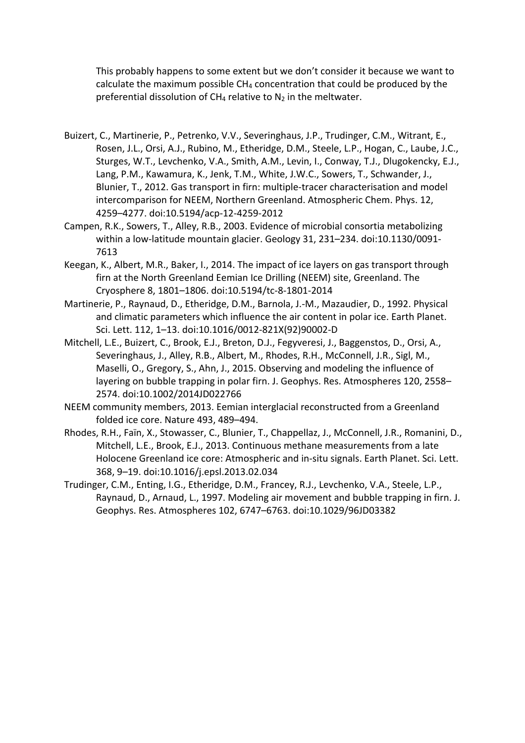This probably happens to some extent but we don't consider it because we want to calculate the maximum possible $CH_4$ concentration that could be produced by the preferential dissolution of $CH_4$ relative to $N_2$ in the meltwater.

Buizert, C., Martinerie, P., Petrenko, V.V., Severinghaus, J.P., Trudinger, C.M., Witrant, E., Rosen, J.L., Orsi, A.J., Rubino, M., Etheridge, D.M., Steele, L.P., Hogan, C., Laube, J.C., Sturges, W.T., Levchenko, V.A., Smith, A.M., Levin, I., Conway, T.J., Dlugokencky, E.J., Lang, P.M., Kawamura, K., Jenk, T.M., White, J.W.C., Sowers, T., Schwander, J., Blunier, T., 2012. Gas transport in firn: multiple-tracer characterisation and model intercomparison for NEEM, Northern Greenland. Atmospheric Chem. Phys. 12, 4259–4277. doi:10.5194/acp-12-4259-2012

Campen, R.K., Sowers, T., Alley, R.B., 2003. Evidence of microbial consortia metabolizing within a low-latitude mountain glacier. Geology 31, 231–234. doi:10.1130/0091-7613

Keegan, K., Albert, M.R., Baker, I., 2014. The impact of ice layers on gas transport through firn at the North Greenland Eemian Ice Drilling (NEEM) site, Greenland. The Cryosphere 8, 1801–1806. doi:10.5194/tc-8-1801-2014

Martinerie, P., Raynaud, D., Etheridge, D.M., Barnola, J.-M., Mazaudier, D., 1992. Physical and climatic parameters which influence the air content in polar ice. Earth Planet. Sci. Lett. 112, 1–13. doi:10.1016/0012-821X(92)90002-D

Mitchell, L.E., Buizert, C., Brook, E.J., Breton, D.J., Fegyveresi, J., Baggenstos, D., Orsi, A., Severinghaus, J., Alley, R.B., Albert, M., Rhodes, R.H., McConnell, J.R., Sigl, M., Maselli, O., Gregory, S., Ahn, J., 2015. Observing and modeling the influence of layering on bubble trapping in polar firn. J. Geophys. Res. Atmospheres 120, 2558–2574. doi:10.1002/2014JD022766

NEEM community members, 2013. Eemian interglacial reconstructed from a Greenland folded ice core. Nature 493, 489–494.

Rhodes, R.H., Faïn, X., Stowasser, C., Blunier, T., Chappellaz, J., McConnell, J.R., Romanini, D., Mitchell, L.E., Brook, E.J., 2013. Continuous methane measurements from a late Holocene Greenland ice core: Atmospheric and in-situ signals. Earth Planet. Sci. Lett. 368, 9–19. doi:10.1016/j.epsl.2013.02.034

Trudinger, C.M., Enting, I.G., Etheridge, D.M., Francey, R.J., Levchenko, V.A., Steele, L.P., Raynaud, D., Arnaud, L., 1997. Modeling air movement and bubble trapping in firn. J. Geophys. Res. Atmospheres 102, 6747–6763. doi:10.1029/96JD03382